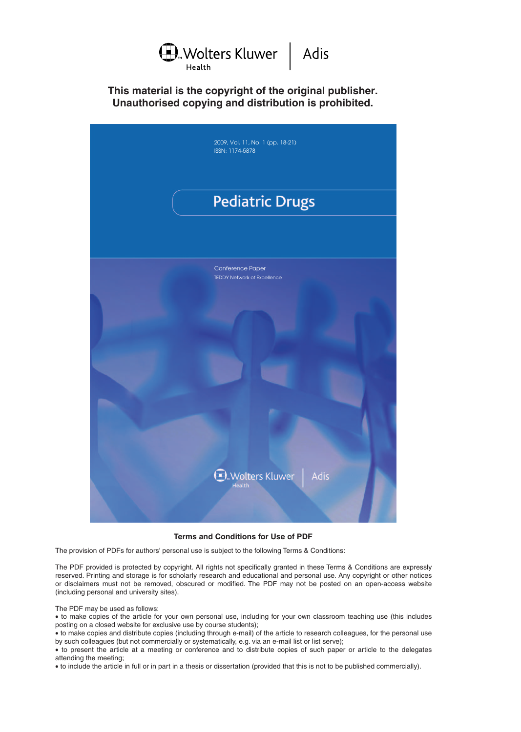Wolters Kluwer Health | Adis

**This material is the copyright of the original publisher.**
**Unauthorised copying and distribution is prohibited.**

2009, Vol. 11, No. 1 (pp. 18-21)
ISSN: 1174-5878

# Pediatric Drugs

Conference Paper
TEDDY Network of Excellence

Wolters Kluwer Health | Adis

## Terms and Conditions for Use of PDF

The provision of PDFs for authors' personal use is subject to the following Terms & Conditions:

The PDF provided is protected by copyright. All rights not specifically granted in these Terms & Conditions are expressly reserved. Printing and storage is for scholarly research and educational and personal use. Any copyright or other notices or disclaimers must not be removed, obscured or modified. The PDF may not be posted on an open-access website (including personal and university sites).

The PDF may be used as follows:

- to make copies of the article for your own personal use, including for your own classroom teaching use (this includes posting on a closed website for exclusive use by course students);
- to make copies and distribute copies (including through e-mail) of the article to research colleagues, for the personal use by such colleagues (but not commercially or systematically, e.g. via an e-mail list or list serve);
- to present the article at a meeting or conference and to distribute copies of such paper or article to the delegates attending the meeting;
- to include the article in full or in part in a thesis or dissertation (provided that this is not to be published commercially).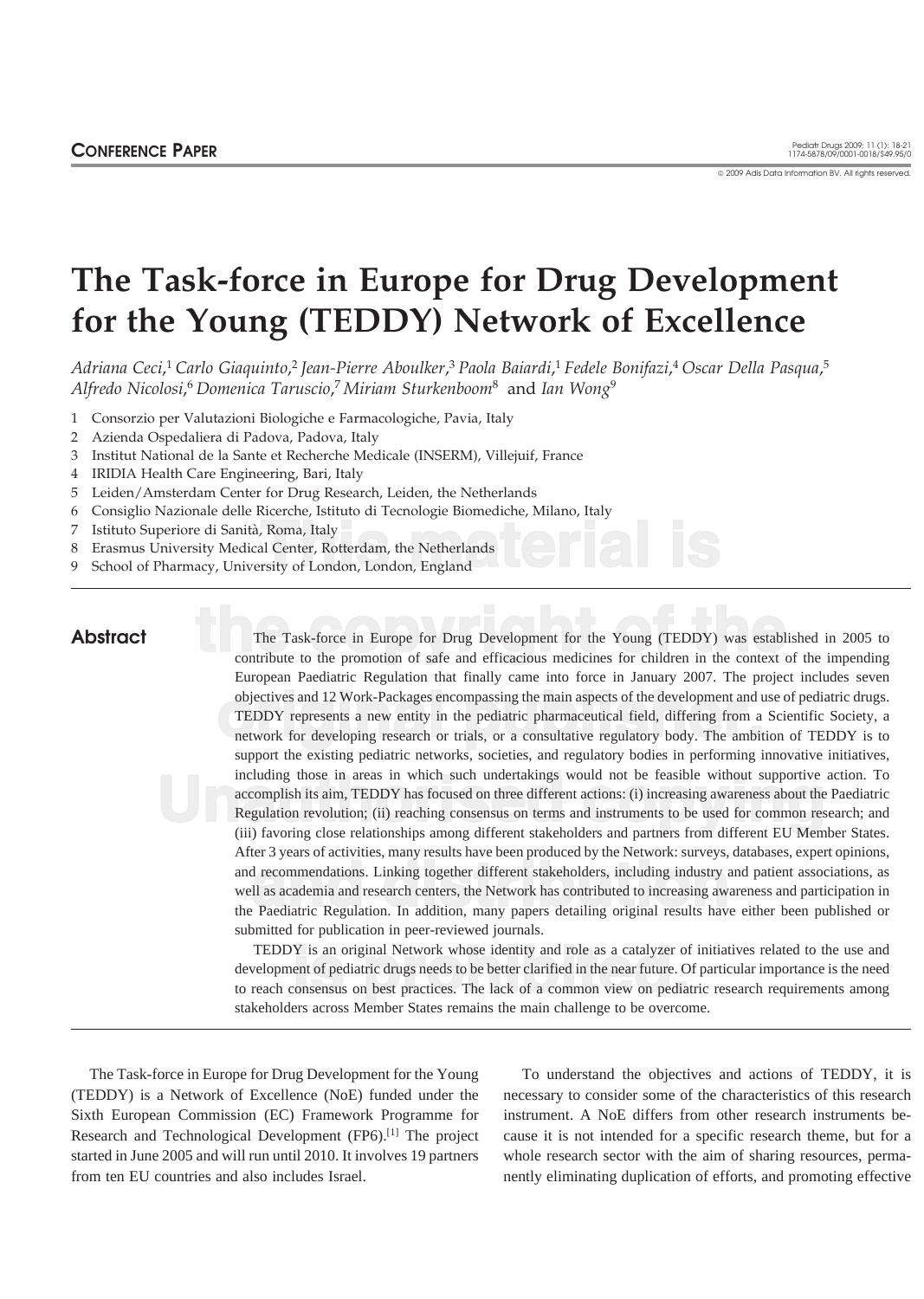# The Task-force in Europe for Drug Development for the Young (TEDDY) Network of Excellence

*Adriana Ceci*,[1] *Carlo Giaquinto*,[2] *Jean-Pierre Aboulker*,[3] *Paola Baiardi*,[1] *Fedele Bonifazi*,[4] *Oscar Della Pasqua*,[5] *Alfredo Nicolosi*,[6] *Domenica Taruscio*,[7] *Miriam Sturkenboom*[8] and *Ian Wong*[9]

1 Consorzio per Valutazioni Biologiche e Farmacologiche, Pavia, Italy
2 Azienda Ospedaliera di Padova, Padova, Italy
3 Institut National de la Sante et Recherche Medicale (INSERM), Villejuif, France
4 IRIDIA Health Care Engineering, Bari, Italy
5 Leiden/Amsterdam Center for Drug Research, Leiden, the Netherlands
6 Consiglio Nazionale delle Ricerche, Istituto di Tecnologie Biomediche, Milano, Italy
7 Istituto Superiore di Sanità, Roma, Italy
8 Erasmus University Medical Center, Rotterdam, the Netherlands
9 School of Pharmacy, University of London, London, England

## Abstract

The Task-force in Europe for Drug Development for the Young (TEDDY) was established in 2005 to contribute to the promotion of safe and efficacious medicines for children in the context of the impending European Paediatric Regulation that finally came into force in January 2007. The project includes seven objectives and 12 Work-Packages encompassing the main aspects of the development and use of pediatric drugs. TEDDY represents a new entity in the pediatric pharmaceutical field, differing from a Scientific Society, a network for developing research or trials, or a consultative regulatory body. The ambition of TEDDY is to support the existing pediatric networks, societies, and regulatory bodies in performing innovative initiatives, including those in areas in which such undertakings would not be feasible without supportive action. To accomplish its aim, TEDDY has focused on three different actions: (i) increasing awareness about the Paediatric Regulation revolution; (ii) reaching consensus on terms and instruments to be used for common research; and (iii) favoring close relationships among different stakeholders and partners from different EU Member States. After 3 years of activities, many results have been produced by the Network: surveys, databases, expert opinions, and recommendations. Linking together different stakeholders, including industry and patient associations, as well as academia and research centers, the Network has contributed to increasing awareness and participation in the Paediatric Regulation. In addition, many papers detailing original results have either been published or submitted for publication in peer-reviewed journals.

TEDDY is an original Network whose identity and role as a catalyzer of initiatives related to the use and development of pediatric drugs needs to be better clarified in the near future. Of particular importance is the need to reach consensus on best practices. The lack of a common view on pediatric research requirements among stakeholders across Member States remains the main challenge to be overcome.

The Task-force in Europe for Drug Development for the Young (TEDDY) is a Network of Excellence (NoE) funded under the Sixth European Commission (EC) Framework Programme for Research and Technological Development (FP6).[1] The project started in June 2005 and will run until 2010. It involves 19 partners from ten EU countries and also includes Israel.

To understand the objectives and actions of TEDDY, it is necessary to consider some of the characteristics of this research instrument. A NoE differs from other research instruments because it is not intended for a specific research theme, but for a whole research sector with the aim of sharing resources, permanently eliminating duplication of efforts, and promoting effective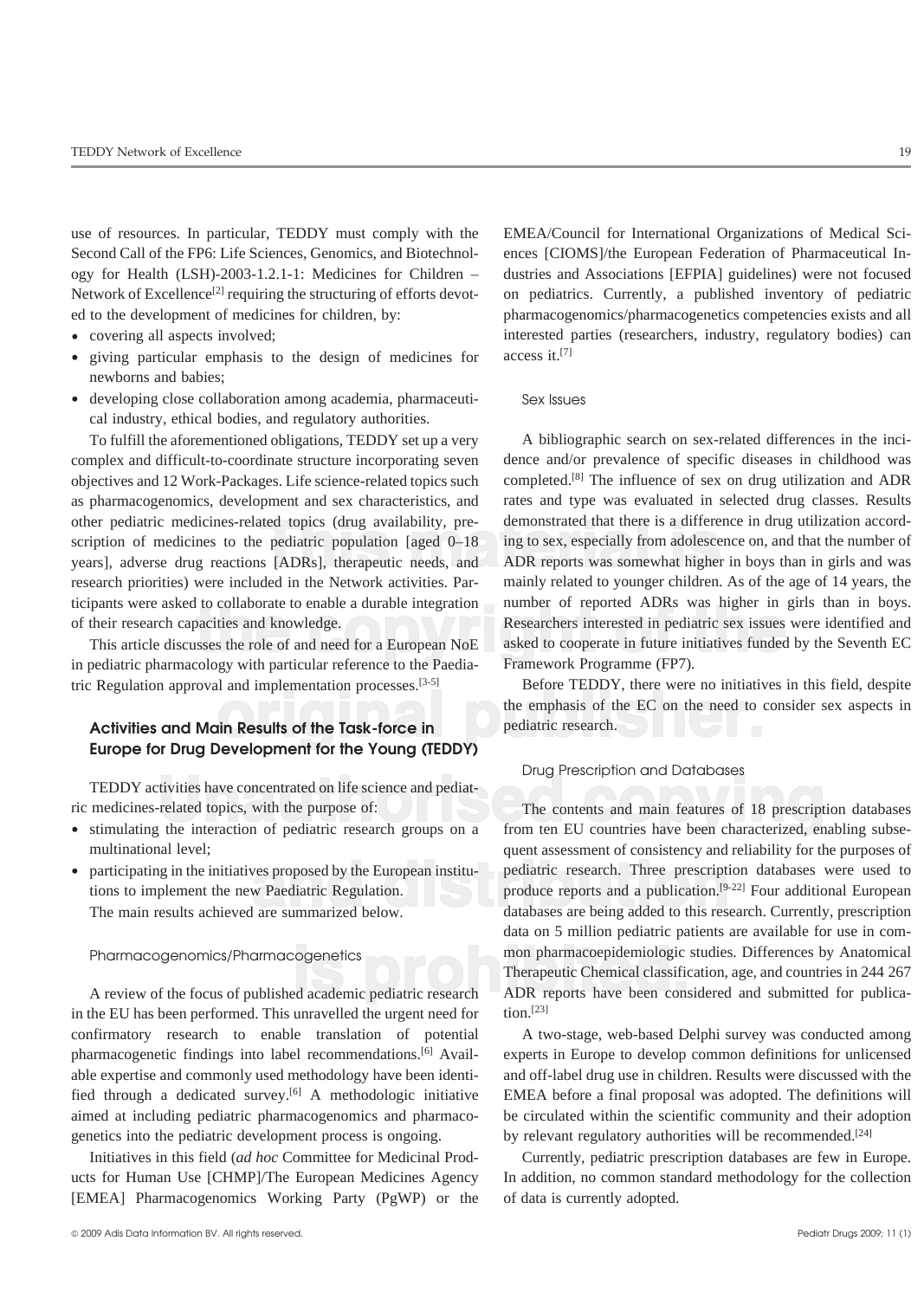use of resources. In particular, TEDDY must comply with the Second Call of the FP6: Life Sciences, Genomics, and Biotechnology for Health (LSH)-2003-1.2.1-1: Medicines for Children – Network of Excellence[2] requiring the structuring of efforts devoted to the development of medicines for children, by:

- covering all aspects involved;
- giving particular emphasis to the design of medicines for newborns and babies;
- developing close collaboration among academia, pharmaceutical industry, ethical bodies, and regulatory authorities.

To fulfill the aforementioned obligations, TEDDY set up a very complex and difficult-to-coordinate structure incorporating seven objectives and 12 Work-Packages. Life science-related topics such as pharmacogenomics, development and sex characteristics, and other pediatric medicines-related topics (drug availability, prescription of medicines to the pediatric population [aged 0–18 years], adverse drug reactions [ADRs], therapeutic needs, and research priorities) were included in the Network activities. Participants were asked to collaborate to enable a durable integration of their research capacities and knowledge.

This article discusses the role of and need for a European NoE in pediatric pharmacology with particular reference to the Paediatric Regulation approval and implementation processes.[3-5]

## Activities and Main Results of the Task-force in Europe for Drug Development for the Young (TEDDY)

TEDDY activities have concentrated on life science and pediatric medicines-related topics, with the purpose of:

- stimulating the interaction of pediatric research groups on a multinational level;
- participating in the initiatives proposed by the European institutions to implement the new Paediatric Regulation.

The main results achieved are summarized below.

### Pharmacogenomics/Pharmacogenetics

A review of the focus of published academic pediatric research in the EU has been performed. This unravelled the urgent need for confirmatory research to enable translation of potential pharmacogenetic findings into label recommendations.[6] Available expertise and commonly used methodology have been identified through a dedicated survey.[6] A methodologic initiative aimed at including pediatric pharmacogenomics and pharmacogenetics into the pediatric development process is ongoing.

Initiatives in this field (*ad hoc* Committee for Medicinal Products for Human Use [CHMP]/The European Medicines Agency [EMEA] Pharmacogenomics Working Party (PgWP) or the EMEA/Council for International Organizations of Medical Sciences [CIOMS]/the European Federation of Pharmaceutical Industries and Associations [EFPIA] guidelines) were not focused on pediatrics. Currently, a published inventory of pediatric pharmacogenomics/pharmacogenetics competencies exists and all interested parties (researchers, industry, regulatory bodies) can access it.[7]

### Sex Issues

A bibliographic search on sex-related differences in the incidence and/or prevalence of specific diseases in childhood was completed.[8] The influence of sex on drug utilization and ADR rates and type was evaluated in selected drug classes. Results demonstrated that there is a difference in drug utilization according to sex, especially from adolescence on, and that the number of ADR reports was somewhat higher in boys than in girls and was mainly related to younger children. As of the age of 14 years, the number of reported ADRs was higher in girls than in boys. Researchers interested in pediatric sex issues were identified and asked to cooperate in future initiatives funded by the Seventh EC Framework Programme (FP7).

Before TEDDY, there were no initiatives in this field, despite the emphasis of the EC on the need to consider sex aspects in pediatric research.

### Drug Prescription and Databases

The contents and main features of 18 prescription databases from ten EU countries have been characterized, enabling subsequent assessment of consistency and reliability for the purposes of pediatric research. Three prescription databases were used to produce reports and a publication.[9-22] Four additional European databases are being added to this research. Currently, prescription data on 5 million pediatric patients are available for use in common pharmacoepidemiologic studies. Differences by Anatomical Therapeutic Chemical classification, age, and countries in 244 267 ADR reports have been considered and submitted for publication.[23]

A two-stage, web-based Delphi survey was conducted among experts in Europe to develop common definitions for unlicensed and off-label drug use in children. Results were discussed with the EMEA before a final proposal was adopted. The definitions will be circulated within the scientific community and their adoption by relevant regulatory authorities will be recommended.[24]

Currently, pediatric prescription databases are few in Europe. In addition, no common standard methodology for the collection of data is currently adopted.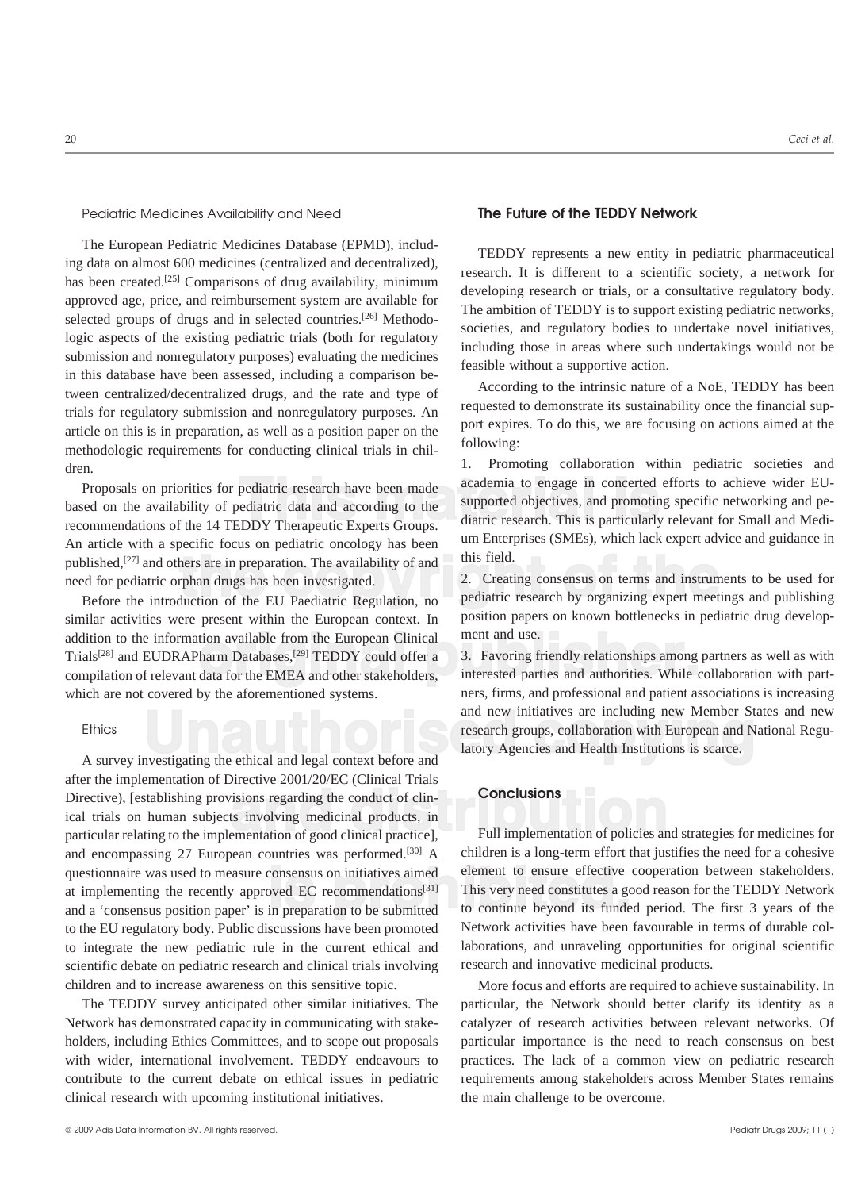### Pediatric Medicines Availability and Need

The European Pediatric Medicines Database (EPMD), including data on almost 600 medicines (centralized and decentralized), has been created.[25] Comparisons of drug availability, minimum approved age, price, and reimbursement system are available for selected groups of drugs and in selected countries.[26] Methodologic aspects of the existing pediatric trials (both for regulatory submission and nonregulatory purposes) evaluating the medicines in this database have been assessed, including a comparison between centralized/decentralized drugs, and the rate and type of trials for regulatory submission and nonregulatory purposes. An article on this is in preparation, as well as a position paper on the methodologic requirements for conducting clinical trials in children.

Proposals on priorities for pediatric research have been made based on the availability of pediatric data and according to the recommendations of the 14 TEDDY Therapeutic Experts Groups. An article with a specific focus on pediatric oncology has been published,[27] and others are in preparation. The availability of and need for pediatric orphan drugs has been investigated.

Before the introduction of the EU Paediatric Regulation, no similar activities were present within the European context. In addition to the information available from the European Clinical Trials[28] and EUDRAPharm Databases,[29] TEDDY could offer a compilation of relevant data for the EMEA and other stakeholders, which are not covered by the aforementioned systems.

### Ethics

A survey investigating the ethical and legal context before and after the implementation of Directive 2001/20/EC (Clinical Trials Directive), [establishing provisions regarding the conduct of clinical trials on human subjects involving medicinal products, in particular relating to the implementation of good clinical practice], and encompassing 27 European countries was performed.[30] A questionnaire was used to measure consensus on initiatives aimed at implementing the recently approved EC recommendations[31] and a 'consensus position paper' is in preparation to be submitted to the EU regulatory body. Public discussions have been promoted to integrate the new pediatric rule in the current ethical and scientific debate on pediatric research and clinical trials involving children and to increase awareness on this sensitive topic.

The TEDDY survey anticipated other similar initiatives. The Network has demonstrated capacity in communicating with stakeholders, including Ethics Committees, and to scope out proposals with wider, international involvement. TEDDY endeavours to contribute to the current debate on ethical issues in pediatric clinical research with upcoming institutional initiatives.

## The Future of the TEDDY Network

TEDDY represents a new entity in pediatric pharmaceutical research. It is different to a scientific society, a network for developing research or trials, or a consultative regulatory body. The ambition of TEDDY is to support existing pediatric networks, societies, and regulatory bodies to undertake novel initiatives, including those in areas where such undertakings would not be feasible without a supportive action.

According to the intrinsic nature of a NoE, TEDDY has been requested to demonstrate its sustainability once the financial support expires. To do this, we are focusing on actions aimed at the following:

1. Promoting collaboration within pediatric societies and academia to engage in concerted efforts to achieve wider EU-supported objectives, and promoting specific networking and pediatric research. This is particularly relevant for Small and Medium Enterprises (SMEs), which lack expert advice and guidance in this field.
2. Creating consensus on terms and instruments to be used for pediatric research by organizing expert meetings and publishing position papers on known bottlenecks in pediatric drug development and use.
3. Favoring friendly relationships among partners as well as with interested parties and authorities. While collaboration with partners, firms, and professional and patient associations is increasing and new initiatives are including new Member States and new research groups, collaboration with European and National Regulatory Agencies and Health Institutions is scarce.

## Conclusions

Full implementation of policies and strategies for medicines for children is a long-term effort that justifies the need for a cohesive element to ensure effective cooperation between stakeholders. This very need constitutes a good reason for the TEDDY Network to continue beyond its funded period. The first 3 years of the Network activities have been favourable in terms of durable collaborations, and unraveling opportunities for original scientific research and innovative medicinal products.

More focus and efforts are required to achieve sustainability. In particular, the Network should better clarify its identity as a catalyzer of research activities between relevant networks. Of particular importance is the need to reach consensus on best practices. The lack of a common view on pediatric research requirements among stakeholders across Member States remains the main challenge to be overcome.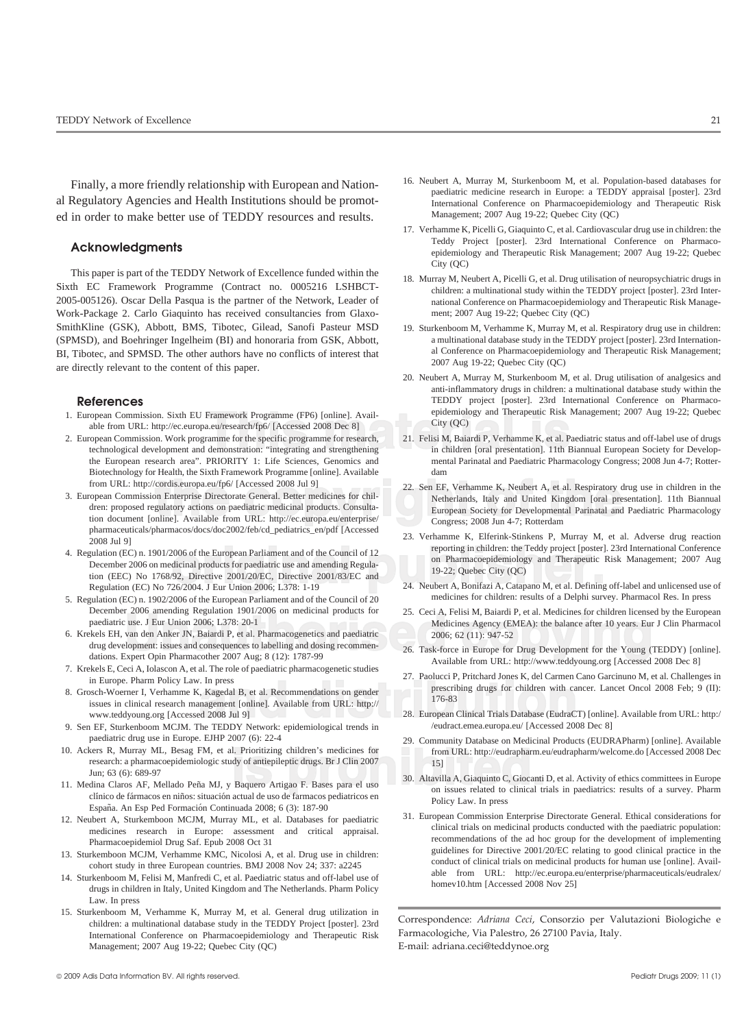Finally, a more friendly relationship with European and National Regulatory Agencies and Health Institutions should be promoted in order to make better use of TEDDY resources and results.

## Acknowledgments

This paper is part of the TEDDY Network of Excellence funded within the Sixth EC Framework Programme (Contract no. 0005216 LSHBCT-2005-005126). Oscar Della Pasqua is the partner of the Network, Leader of Work-Package 2. Carlo Giaquinto has received consultancies from GlaxoSmithKline (GSK), Abbott, BMS, Tibotec, Gilead, Sanofi Pasteur MSD (SPMSD), and Boehringer Ingelheim (BI) and honoraria from GSK, Abbott, BI, Tibotec, and SPMSD. The other authors have no conflicts of interest that are directly relevant to the content of this paper.

## References

1. European Commission. Sixth EU Framework Programme (FP6) [online]. Available from URL: http://ec.europa.eu/research/fp6/ [Accessed 2008 Dec 8]
2. European Commission. Work programme for the specific programme for research, technological development and demonstration: "integrating and strengthening the European research area". PRIORITY 1: Life Sciences, Genomics and Biotechnology for Health, the Sixth Framework Programme [online]. Available from URL: http://cordis.europa.eu/fp6/ [Accessed 2008 Jul 9]
3. European Commission Enterprise Directorate General. Better medicines for children: proposed regulatory actions on paediatric medicinal products. Consultation document [online]. Available from URL: http://ec.europa.eu/enterprise/pharmaceuticals/pharmacos/docs/doc2002/feb/cd_pediatrics_en/pdf [Accessed 2008 Jul 9]
4. Regulation (EC) n. 1901/2006 of the European Parliament and of the Council of 12 December 2006 on medicinal products for paediatric use and amending Regulation (EEC) No 1768/92, Directive 2001/20/EC, Directive 2001/83/EC and Regulation (EC) No 726/2004. J Eur Union 2006; L378: 1-19
5. Regulation (EC) n. 1902/2006 of the European Parliament and of the Council of 20 December 2006 amending Regulation 1901/2006 on medicinal products for paediatric use. J Eur Union 2006; L378: 20-1
6. Krekels EH, van den Anker JN, Baiardi P, et al. Pharmacogenetics and paediatric drug development: issues and consequences to labelling and dosing recommendations. Expert Opin Pharmacother 2007 Aug; 8 (12): 1787-99
7. Krekels E, Ceci A, Iolascon A, et al. The role of paediatric pharmacogenetic studies in Europe. Pharm Policy Law. In press
8. Grosch-Woerner I, Verhamme K, Kagedal B, et al. Recommendations on gender issues in clinical research management [online]. Available from URL: http://www.teddyoung.org [Accessed 2008 Jul 9]
9. Sen EF, Sturkenboom MCJM. The TEDDY Network: epidemiological trends in paediatric drug use in Europe. EJHP 2007 (6): 22-4
10. Ackers R, Murray ML, Besag FM, et al. Prioritizing children's medicines for research: a pharmacoepidemiologic study of antiepileptic drugs. Br J Clin 2007 Jun; 63 (6): 689-97
11. Medina Claros AF, Mellado Peña MJ, y Baquero Artigao F. Bases para el uso clínico de fármacos en niños: situación actual de uso de farmacos pediatricos en España. An Esp Ped Formación Continuada 2008; 6 (3): 187-90
12. Neubert A, Sturkenboon MCJM, Murray ML, et al. Databases for paediatric medicines research in Europe: assessment and critical appraisal. Pharmacoepidemiol Drug Saf. Epub 2008 Oct 31
13. Sturkemboon MCJM, Verhamme KMC, Nicolosi A, et al. Drug use in children: cohort study in three European countries. BMJ 2008 Nov 24; 337: a2245
14. Sturkenboom M, Felisi M, Manfredi C, et al. Paediatric status and off-label use of drugs in children in Italy, United Kingdom and The Netherlands. Pharm Policy Law. In press
15. Sturkenboom M, Verhamme K, Murray M, et al. General drug utilization in children: a multinational database study in the TEDDY Project [poster]. 23rd International Conference on Pharmacoepidemiology and Therapeutic Risk Management; 2007 Aug 19-22; Quebec City (QC)
16. Neubert A, Murray M, Sturkenboom M, et al. Population-based databases for paediatric medicine research in Europe: a TEDDY appraisal [poster]. 23rd International Conference on Pharmacoepidemiology and Therapeutic Risk Management; 2007 Aug 19-22; Quebec City (QC)
17. Verhamme K, Picelli G, Giaquinto C, et al. Cardiovascular drug use in children: the Teddy Project [poster]. 23rd International Conference on Pharmacoepidemiology and Therapeutic Risk Management; 2007 Aug 19-22; Quebec City (QC)
18. Murray M, Neubert A, Picelli G, et al. Drug utilisation of neuropsychiatric drugs in children: a multinational study within the TEDDY project [poster]. 23rd International Conference on Pharmacoepidemiology and Therapeutic Risk Management; 2007 Aug 19-22; Quebec City (QC)
19. Sturkenboom M, Verhamme K, Murray M, et al. Respiratory drug use in children: a multinational database study in the TEDDY project [poster]. 23rd International Conference on Pharmacoepidemiology and Therapeutic Risk Management; 2007 Aug 19-22; Quebec City (QC)
20. Neubert A, Murray M, Sturkenboom M, et al. Drug utilisation of analgesics and anti-inflammatory drugs in children: a multinational database study within the TEDDY project [poster]. 23rd International Conference on Pharmacoepidemiology and Therapeutic Risk Management; 2007 Aug 19-22; Quebec City (QC)
21. Felisi M, Baiardi P, Verhamme K, et al. Paediatric status and off-label use of drugs in children [oral presentation]. 11th Biannual European Society for Developmental Parinatal and Paediatric Pharmacology Congress; 2008 Jun 4-7; Rotterdam
22. Sen EF, Verhamme K, Neubert A, et al. Respiratory drug use in children in the Netherlands, Italy and United Kingdom [oral presentation]. 11th Biannual European Society for Developmental Parinatal and Paediatric Pharmacology Congress; 2008 Jun 4-7; Rotterdam
23. Verhamme K, Elferink-Stinkens P, Murray M, et al. Adverse drug reaction reporting in children: the Teddy project [poster]. 23rd International Conference on Pharmacoepidemiology and Therapeutic Risk Management; 2007 Aug 19-22; Quebec City (QC)
24. Neubert A, Bonifazi A, Catapano M, et al. Defining off-label and unlicensed use of medicines for children: results of a Delphi survey. Pharmacol Res. In press
25. Ceci A, Felisi M, Baiardi P, et al. Medicines for children licensed by the European Medicines Agency (EMEA): the balance after 10 years. Eur J Clin Pharmacol 2006; 62 (11): 947-52
26. Task-force in Europe for Drug Development for the Young (TEDDY) [online]. Available from URL: http://www.teddyoung.org [Accessed 2008 Dec 8]
27. Paolucci P, Pritchard Jones K, del Carmen Cano Garcinuno M, et al. Challenges in prescribing drugs for children with cancer. Lancet Oncol 2008 Feb; 9 (II): 176-83
28. European Clinical Trials Database (EudraCT) [online]. Available from URL: http://eudract.emea.europa.eu/ [Accessed 2008 Dec 8]
29. Community Database on Medicinal Products (EUDRAPharm) [online]. Available from URL: http://eudrapharm.eu/eudrapharm/welcome.do [Accessed 2008 Dec 15]
30. Altavilla A, Giaquinto C, Giocanti D, et al. Activity of ethics committees in Europe on issues related to clinical trials in paediatrics: results of a survey. Pharm Policy Law. In press
31. European Commission Enterprise Directorate General. Ethical considerations for clinical trials on medicinal products conducted with the paediatric population: recommendations of the ad hoc group for the development of implementing guidelines for Directive 2001/20/EC relating to good clinical practice in the conduct of clinical trials on medicinal products for human use [online]. Available from URL: http://ec.europa.eu/enterprise/pharmaceuticals/eudralex/homev10.htm [Accessed 2008 Nov 25]

Correspondence: *Adriana Ceci*, Consorzio per Valutazioni Biologiche e Farmacologiche, Via Palestro, 26 27100 Pavia, Italy.
E-mail: adriana.ceci@teddynoe.org